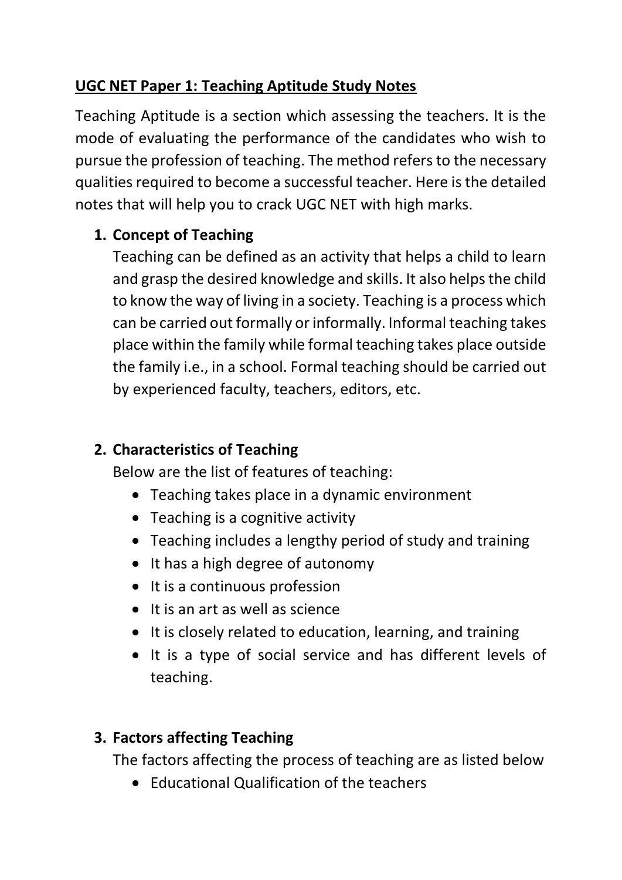**UGC NET Paper 1: Teaching Aptitude Study Notes**

Teaching Aptitude is a section which assessing the teachers. It is the mode of evaluating the performance of the candidates who wish to pursue the profession of teaching. The method refers to the necessary qualities required to become a successful teacher. Here is the detailed notes that will help you to crack UGC NET with high marks.

1. **Concept of Teaching**

   Teaching can be defined as an activity that helps a child to learn and grasp the desired knowledge and skills. It also helps the child to know the way of living in a society. Teaching is a process which can be carried out formally or informally. Informal teaching takes place within the family while formal teaching takes place outside the family i.e., in a school. Formal teaching should be carried out by experienced faculty, teachers, editors, etc.

2. **Characteristics of Teaching**

   Below are the list of features of teaching:

   - Teaching takes place in a dynamic environment
   - Teaching is a cognitive activity
   - Teaching includes a lengthy period of study and training
   - It has a high degree of autonomy
   - It is a continuous profession
   - It is an art as well as science
   - It is closely related to education, learning, and training
   - It is a type of social service and has different levels of teaching.

3. **Factors affecting Teaching**

   The factors affecting the process of teaching are as listed below

   - Educational Qualification of the teachers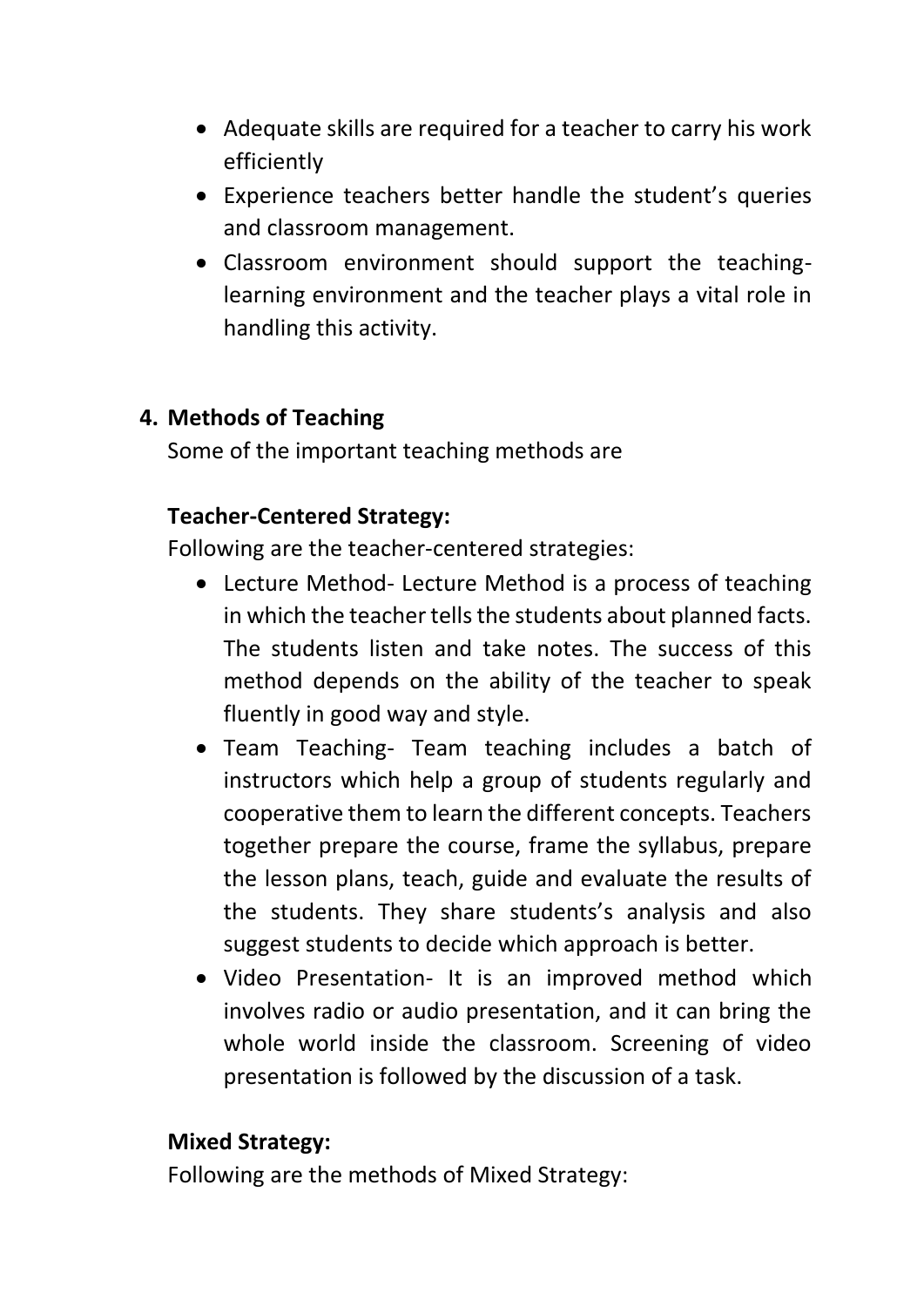- Adequate skills are required for a teacher to carry his work efficiently
- Experience teachers better handle the student's queries and classroom management.
- Classroom environment should support the teaching-learning environment and the teacher plays a vital role in handling this activity.

## 4. Methods of Teaching

Some of the important teaching methods are

**Teacher-Centered Strategy:**

Following are the teacher-centered strategies:

- Lecture Method- Lecture Method is a process of teaching in which the teacher tells the students about planned facts. The students listen and take notes. The success of this method depends on the ability of the teacher to speak fluently in good way and style.
- Team Teaching- Team teaching includes a batch of instructors which help a group of students regularly and cooperative them to learn the different concepts. Teachers together prepare the course, frame the syllabus, prepare the lesson plans, teach, guide and evaluate the results of the students. They share students's analysis and also suggest students to decide which approach is better.
- Video Presentation- It is an improved method which involves radio or audio presentation, and it can bring the whole world inside the classroom. Screening of video presentation is followed by the discussion of a task.

**Mixed Strategy:**

Following are the methods of Mixed Strategy: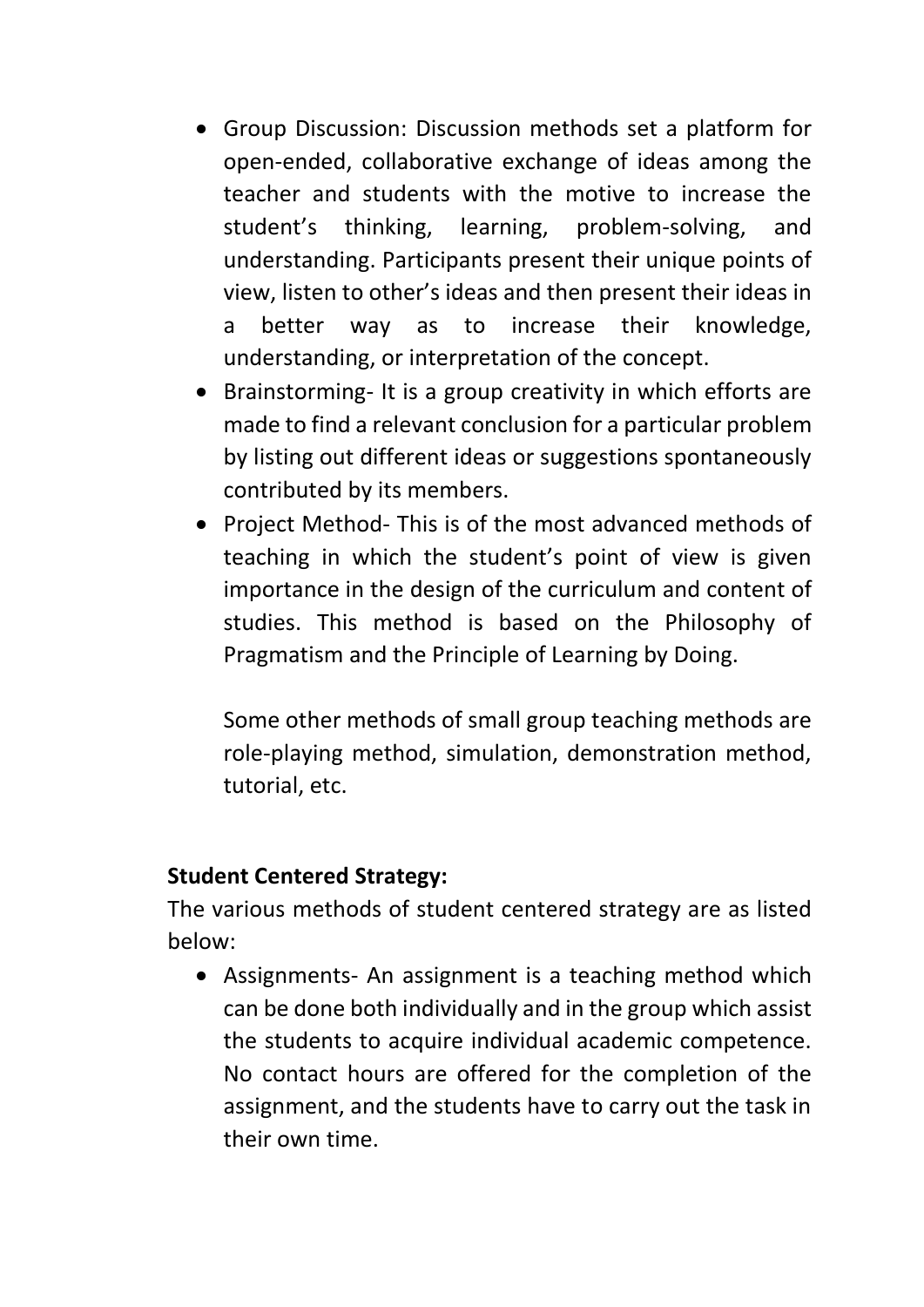- Group Discussion: Discussion methods set a platform for open-ended, collaborative exchange of ideas among the teacher and students with the motive to increase the student's thinking, learning, problem-solving, and understanding. Participants present their unique points of view, listen to other's ideas and then present their ideas in a better way as to increase their knowledge, understanding, or interpretation of the concept.
- Brainstorming- It is a group creativity in which efforts are made to find a relevant conclusion for a particular problem by listing out different ideas or suggestions spontaneously contributed by its members.
- Project Method- This is of the most advanced methods of teaching in which the student's point of view is given importance in the design of the curriculum and content of studies. This method is based on the Philosophy of Pragmatism and the Principle of Learning by Doing.

  Some other methods of small group teaching methods are role-playing method, simulation, demonstration method, tutorial, etc.

**Student Centered Strategy:**

The various methods of student centered strategy are as listed below:

- Assignments- An assignment is a teaching method which can be done both individually and in the group which assist the students to acquire individual academic competence. No contact hours are offered for the completion of the assignment, and the students have to carry out the task in their own time.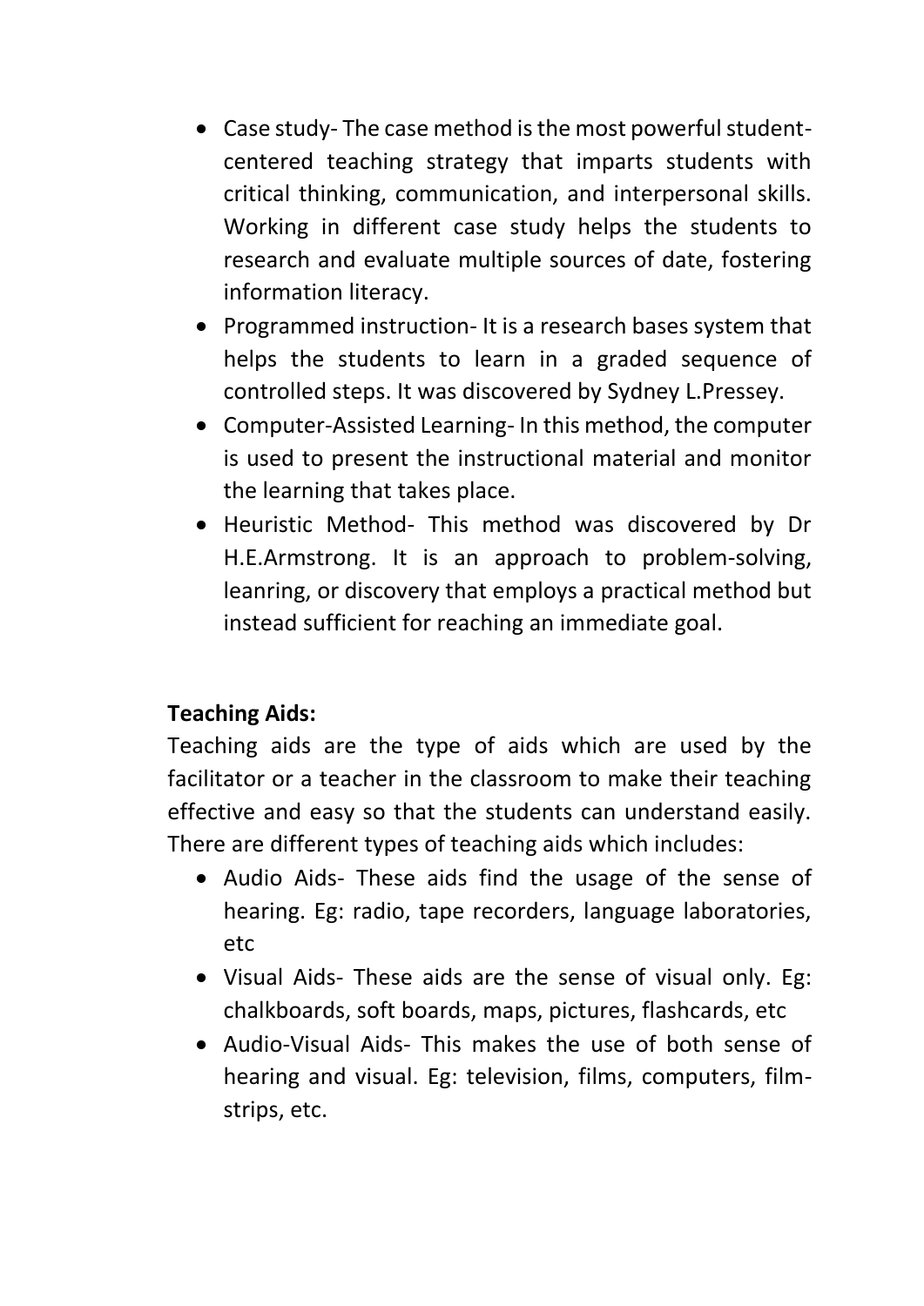- Case study- The case method is the most powerful student-centered teaching strategy that imparts students with critical thinking, communication, and interpersonal skills. Working in different case study helps the students to research and evaluate multiple sources of date, fostering information literacy.
- Programmed instruction- It is a research bases system that helps the students to learn in a graded sequence of controlled steps. It was discovered by Sydney L.Pressey.
- Computer-Assisted Learning- In this method, the computer is used to present the instructional material and monitor the learning that takes place.
- Heuristic Method- This method was discovered by Dr H.E.Armstrong. It is an approach to problem-solving, leanring, or discovery that employs a practical method but instead sufficient for reaching an immediate goal.

**Teaching Aids:**

Teaching aids are the type of aids which are used by the facilitator or a teacher in the classroom to make their teaching effective and easy so that the students can understand easily. There are different types of teaching aids which includes:

- Audio Aids- These aids find the usage of the sense of hearing. Eg: radio, tape recorders, language laboratories, etc
- Visual Aids- These aids are the sense of visual only. Eg: chalkboards, soft boards, maps, pictures, flashcards, etc
- Audio-Visual Aids- This makes the use of both sense of hearing and visual. Eg: television, films, computers, film-strips, etc.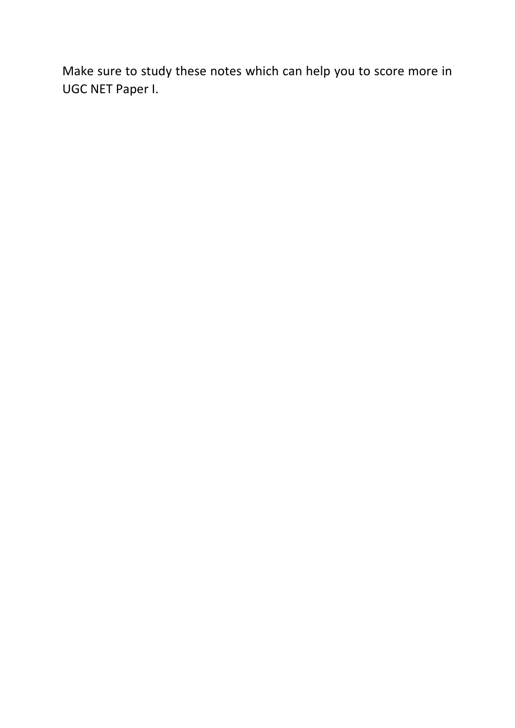Make sure to study these notes which can help you to score more in UGC NET Paper I.